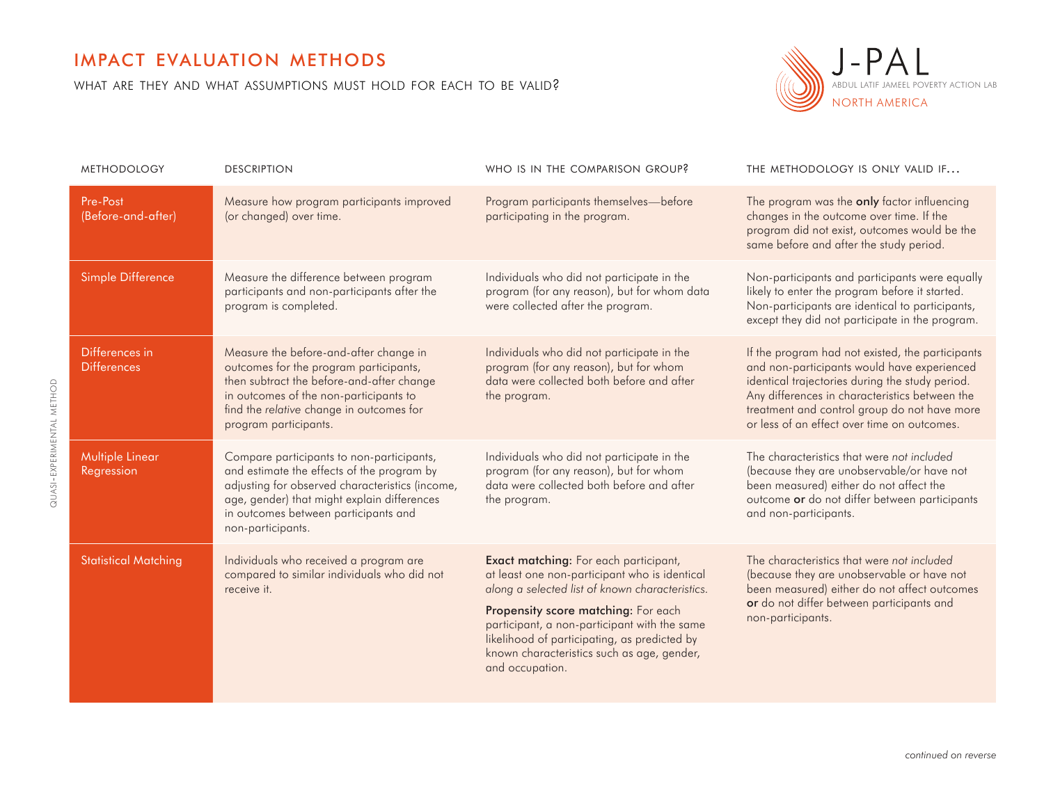# IMPACT EVALUATION METHODS

WHAT ARE THEY AND WHAT ASSUMPTIONS MUST HOLD FOR EACH TO BE VALID?

J-PAL
ABDUL LATIF JAMEEL POVERTY ACTION LAB
NORTH AMERICA

QUASI-EXPERIMENTAL METHOD

| METHODOLOGY | DESCRIPTION | WHO IS IN THE COMPARISON GROUP? | THE METHODOLOGY IS ONLY VALID IF... |
|---|---|---|---|
| Pre-Post (Before-and-after) | Measure how program participants improved (or changed) over time. | Program participants themselves—before participating in the program. | The program was the **only** factor influencing changes in the outcome over time. If the program did not exist, outcomes would be the same before and after the study period. |
| Simple Difference | Measure the difference between program participants and non-participants after the program is completed. | Individuals who did not participate in the program (for any reason), but for whom data were collected after the program. | Non-participants and participants were equally likely to enter the program before it started. Non-participants are identical to participants, except they did not participate in the program. |
| Differences in Differences | Measure the before-and-after change in outcomes for the program participants, then subtract the before-and-after change in outcomes of the non-participants to find the *relative* change in outcomes for program participants. | Individuals who did not participate in the program (for any reason), but for whom data were collected both before and after the program. | If the program had not existed, the participants and non-participants would have experienced identical trajectories during the study period. Any differences in characteristics between the treatment and control group do not have more or less of an effect over time on outcomes. |
| Multiple Linear Regression | Compare participants to non-participants, and estimate the effects of the program by adjusting for observed characteristics (income, age, gender) that might explain differences in outcomes between participants and non-participants. | Individuals who did not participate in the program (for any reason), but for whom data were collected both before and after the program. | The characteristics that were *not included* (because they are unobservable/or have not been measured) either do not affect the outcome **or** do not differ between participants and non-participants. |
| Statistical Matching | Individuals who received a program are compared to similar individuals who did not receive it. | **Exact matching:** For each participant, at least one non-participant who is identical *along a selected list of known characteristics.* <br><br> **Propensity score matching:** For each participant, a non-participant with the same likelihood of participating, as predicted by known characteristics such as age, gender, and occupation. | The characteristics that were *not included* (because they are unobservable or have not been measured) either do not affect outcomes **or** do not differ between participants and non-participants. |

*continued on reverse*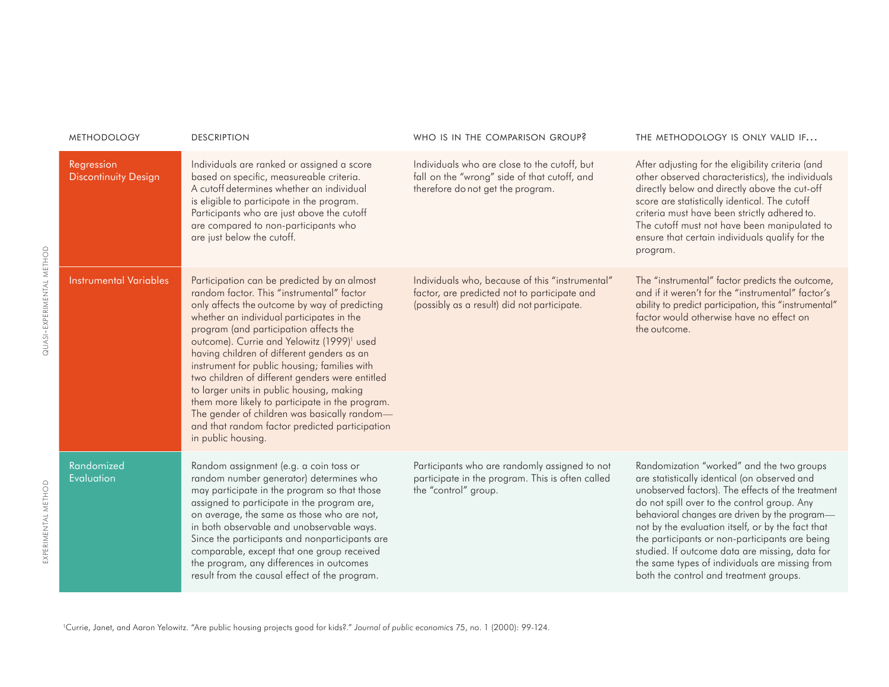| | METHODOLOGY | DESCRIPTION | WHO IS IN THE COMPARISON GROUP? | THE METHODOLOGY IS ONLY VALID IF... |
|---|---|---|---|---|
| QUASI-EXPERIMENTAL METHOD | Regression Discontinuity Design | Individuals are ranked or assigned a score based on specific, measureable criteria. A cutoff determines whether an individual is eligible to participate in the program. Participants who are just above the cutoff are compared to non-participants who are just below the cutoff. | Individuals who are close to the cutoff, but fall on the "wrong" side of that cutoff, and therefore do not get the program. | After adjusting for the eligibility criteria (and other observed characteristics), the individuals directly below and directly above the cut-off score are statistically identical. The cutoff criteria must have been strictly adhered to. The cutoff must not have been manipulated to ensure that certain individuals qualify for the program. |
| | Instrumental Variables | Participation can be predicted by an almost random factor. This "instrumental" factor only affects the outcome by way of predicting whether an individual participates in the program (and participation affects the outcome). Currie and Yelowitz (1999)[1] used having children of different genders as an instrument for public housing; families with two children of different genders were entitled to larger units in public housing, making them more likely to participate in the program. The gender of children was basically random—and that random factor predicted participation in public housing. | Individuals who, because of this "instrumental" factor, are predicted not to participate and (possibly as a result) did not participate. | The "instrumental" factor predicts the outcome, and if it weren't for the "instrumental" factor's ability to predict participation, this "instrumental" factor would otherwise have no effect on the outcome. |
| EXPERIMENTAL METHOD | Randomized Evaluation | Random assignment (e.g. a coin toss or random number generator) determines who may participate in the program so that those assigned to participate in the program are, on average, the same as those who are not, in both observable and unobservable ways. Since the participants and nonparticipants are comparable, except that one group received the program, any differences in outcomes result from the causal effect of the program. | Participants who are randomly assigned to not participate in the program. This is often called the "control" group. | Randomization "worked" and the two groups are statistically identical (on observed and unobserved factors). The effects of the treatment do not spill over to the control group. Any behavioral changes are driven by the program—not by the evaluation itself, or by the fact that the participants or non-participants are being studied. If outcome data are missing, data for the same types of individuals are missing from both the control and treatment groups. |

[1] Currie, Janet, and Aaron Yelowitz. "Are public housing projects good for kids?." *Journal of public economics* 75, no. 1 (2000): 99-124.